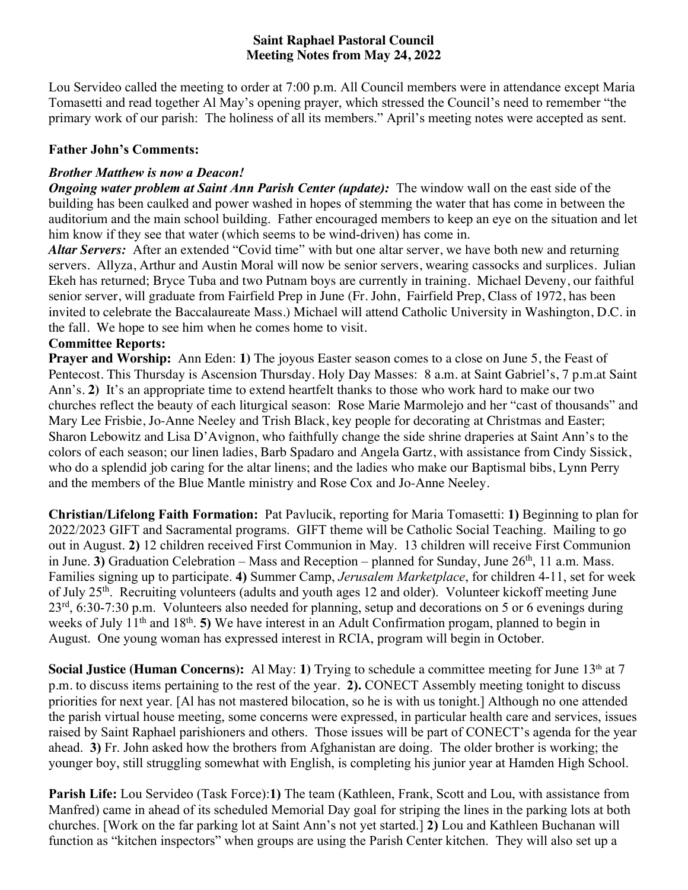**Saint Raphael Pastoral Council**
**Meeting Notes from May 24, 2022**

Lou Servideo called the meeting to order at 7:00 p.m. All Council members were in attendance except Maria Tomasetti and read together Al May's opening prayer, which stressed the Council's need to remember "the primary work of our parish: The holiness of all its members." April's meeting notes were accepted as sent.

**Father John's Comments:**

***Brother Matthew is now a Deacon!***

***Ongoing water problem at Saint Ann Parish Center (update):*** The window wall on the east side of the building has been caulked and power washed in hopes of stemming the water that has come in between the auditorium and the main school building. Father encouraged members to keep an eye on the situation and let him know if they see that water (which seems to be wind-driven) has come in.

***Altar Servers:*** After an extended "Covid time" with but one altar server, we have both new and returning servers. Allyza, Arthur and Austin Moral will now be senior servers, wearing cassocks and surplices. Julian Ekeh has returned; Bryce Tuba and two Putnam boys are currently in training. Michael Deveny, our faithful senior server, will graduate from Fairfield Prep in June (Fr. John, Fairfield Prep, Class of 1972, has been invited to celebrate the Baccalaureate Mass.) Michael will attend Catholic University in Washington, D.C. in the fall. We hope to see him when he comes home to visit.

**Committee Reports:**

**Prayer and Worship:** Ann Eden: **1)** The joyous Easter season comes to a close on June 5, the Feast of Pentecost. This Thursday is Ascension Thursday. Holy Day Masses: 8 a.m. at Saint Gabriel's, 7 p.m.at Saint Ann's. **2)** It's an appropriate time to extend heartfelt thanks to those who work hard to make our two churches reflect the beauty of each liturgical season: Rose Marie Marmolejo and her "cast of thousands" and Mary Lee Frisbie, Jo-Anne Neeley and Trish Black, key people for decorating at Christmas and Easter; Sharon Lebowitz and Lisa D'Avignon, who faithfully change the side shrine draperies at Saint Ann's to the colors of each season; our linen ladies, Barb Spadaro and Angela Gartz, with assistance from Cindy Sissick, who do a splendid job caring for the altar linens; and the ladies who make our Baptismal bibs, Lynn Perry and the members of the Blue Mantle ministry and Rose Cox and Jo-Anne Neeley.

**Christian/Lifelong Faith Formation:** Pat Pavlucik, reporting for Maria Tomasetti: **1)** Beginning to plan for 2022/2023 GIFT and Sacramental programs. GIFT theme will be Catholic Social Teaching. Mailing to go out in August. **2)** 12 children received First Communion in May. 13 children will receive First Communion in June. **3)** Graduation Celebration – Mass and Reception – planned for Sunday, June 26th, 11 a.m. Mass. Families signing up to participate. **4)** Summer Camp, *Jerusalem Marketplace*, for children 4-11, set for week of July 25th. Recruiting volunteers (adults and youth ages 12 and older). Volunteer kickoff meeting June 23rd, 6:30-7:30 p.m. Volunteers also needed for planning, setup and decorations on 5 or 6 evenings during weeks of July 11th and 18th. **5)** We have interest in an Adult Confirmation progam, planned to begin in August. One young woman has expressed interest in RCIA, program will begin in October.

**Social Justice (Human Concerns):** Al May: **1)** Trying to schedule a committee meeting for June 13th at 7 p.m. to discuss items pertaining to the rest of the year. **2).** CONECT Assembly meeting tonight to discuss priorities for next year. [Al has not mastered bilocation, so he is with us tonight.] Although no one attended the parish virtual house meeting, some concerns were expressed, in particular health care and services, issues raised by Saint Raphael parishioners and others. Those issues will be part of CONECT's agenda for the year ahead. **3)** Fr. John asked how the brothers from Afghanistan are doing. The older brother is working; the younger boy, still struggling somewhat with English, is completing his junior year at Hamden High School.

**Parish Life:** Lou Servideo (Task Force):**1)** The team (Kathleen, Frank, Scott and Lou, with assistance from Manfred) came in ahead of its scheduled Memorial Day goal for striping the lines in the parking lots at both churches. [Work on the far parking lot at Saint Ann's not yet started.] **2)** Lou and Kathleen Buchanan will function as "kitchen inspectors" when groups are using the Parish Center kitchen. They will also set up a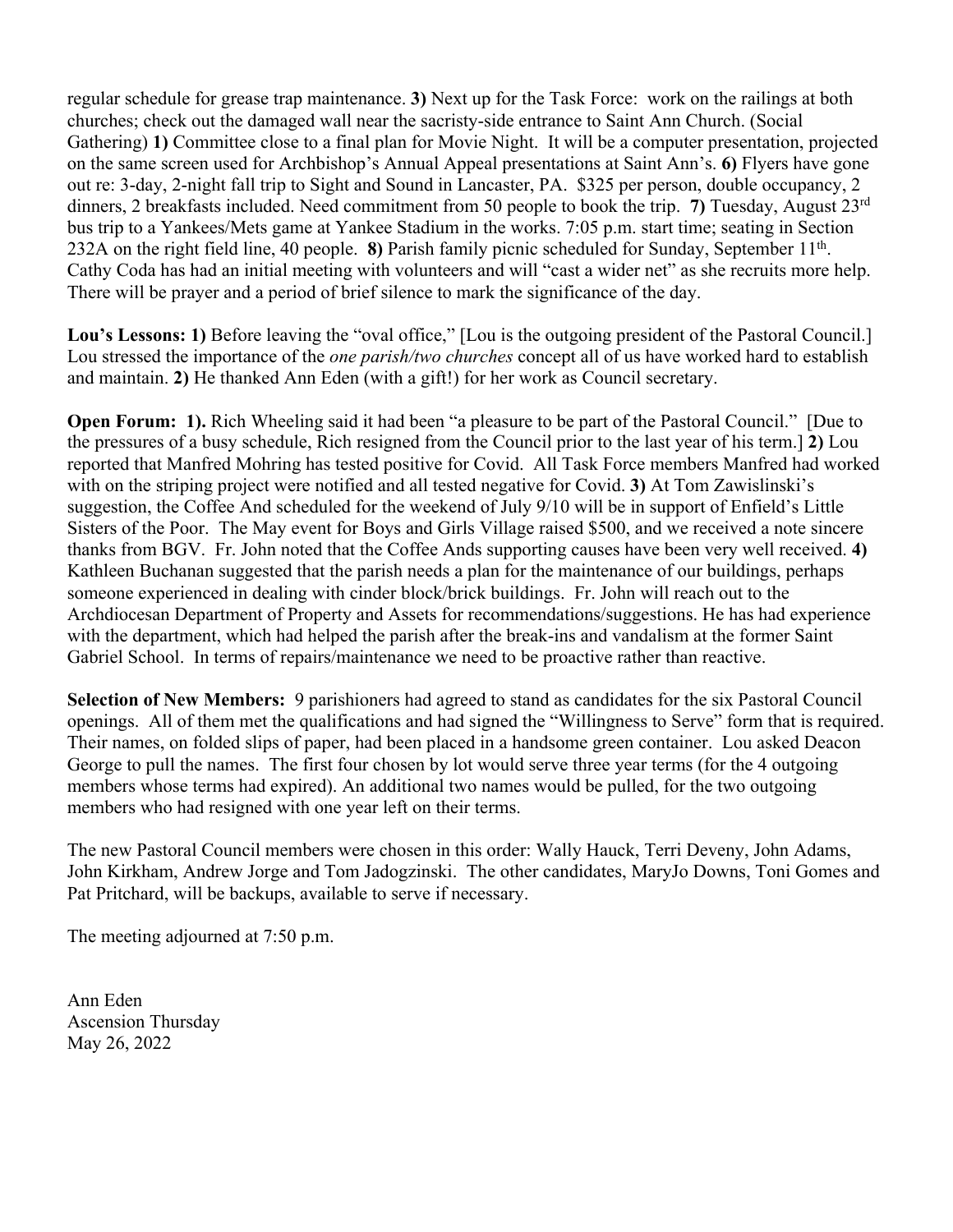regular schedule for grease trap maintenance. **3)** Next up for the Task Force: work on the railings at both churches; check out the damaged wall near the sacristy-side entrance to Saint Ann Church. (Social Gathering) **1)** Committee close to a final plan for Movie Night. It will be a computer presentation, projected on the same screen used for Archbishop's Annual Appeal presentations at Saint Ann's. **6)** Flyers have gone out re: 3-day, 2-night fall trip to Sight and Sound in Lancaster, PA. $325 per person, double occupancy, 2 dinners, 2 breakfasts included. Need commitment from 50 people to book the trip. **7)** Tuesday, August 23rd bus trip to a Yankees/Mets game at Yankee Stadium in the works. 7:05 p.m. start time; seating in Section 232A on the right field line, 40 people. **8)** Parish family picnic scheduled for Sunday, September 11th. Cathy Coda has had an initial meeting with volunteers and will "cast a wider net" as she recruits more help. There will be prayer and a period of brief silence to mark the significance of the day.

**Lou's Lessons: 1)** Before leaving the "oval office," [Lou is the outgoing president of the Pastoral Council.] Lou stressed the importance of the *one parish/two churches* concept all of us have worked hard to establish and maintain. **2)** He thanked Ann Eden (with a gift!) for her work as Council secretary.

**Open Forum: 1).** Rich Wheeling said it had been "a pleasure to be part of the Pastoral Council." [Due to the pressures of a busy schedule, Rich resigned from the Council prior to the last year of his term.] **2)** Lou reported that Manfred Mohring has tested positive for Covid. All Task Force members Manfred had worked with on the striping project were notified and all tested negative for Covid. **3)** At Tom Zawislinski's suggestion, the Coffee And scheduled for the weekend of July 9/10 will be in support of Enfield's Little Sisters of the Poor. The May event for Boys and Girls Village raised $500, and we received a note sincere thanks from BGV. Fr. John noted that the Coffee Ands supporting causes have been very well received. **4)** Kathleen Buchanan suggested that the parish needs a plan for the maintenance of our buildings, perhaps someone experienced in dealing with cinder block/brick buildings. Fr. John will reach out to the Archdiocesan Department of Property and Assets for recommendations/suggestions. He has had experience with the department, which had helped the parish after the break-ins and vandalism at the former Saint Gabriel School. In terms of repairs/maintenance we need to be proactive rather than reactive.

**Selection of New Members:** 9 parishioners had agreed to stand as candidates for the six Pastoral Council openings. All of them met the qualifications and had signed the "Willingness to Serve" form that is required. Their names, on folded slips of paper, had been placed in a handsome green container. Lou asked Deacon George to pull the names. The first four chosen by lot would serve three year terms (for the 4 outgoing members whose terms had expired). An additional two names would be pulled, for the two outgoing members who had resigned with one year left on their terms.

The new Pastoral Council members were chosen in this order: Wally Hauck, Terri Deveny, John Adams, John Kirkham, Andrew Jorge and Tom Jadogzinski. The other candidates, MaryJo Downs, Toni Gomes and Pat Pritchard, will be backups, available to serve if necessary.

The meeting adjourned at 7:50 p.m.

Ann Eden
Ascension Thursday
May 26, 2022